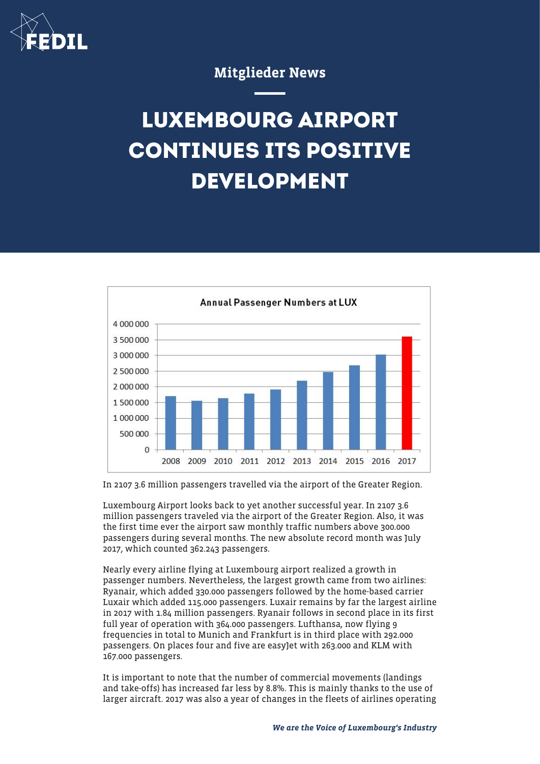Mitglieder News

# LUXEMBOURG AIRPORT CONTINUES ITS POSITIVE DEVELOPMENT

In 2107 3.6 million passengers travelled via the airport of the Greater Region.

Luxembourg Airport looks back to yet another successful year. In 2107 3.6 million passengers traveled via the airport of the Greater Region. Also, it was the first time ever the airport saw monthly traffic numbers above 300.000 passengers during several months. The new absolute record month was July 2017, which counted 362.243 passengers.

Nearly every airline flying at Luxembourg airport realized a growth in passenger numbers. Nevertheless, the largest growth came from two airlines: Ryanair, which added 330.000 passengers followed by the home-based carrier Luxair which added 115.000 passengers. Luxair remains by far the largest airline in 2017 with 1.84 million passengers. Ryanair follows in second place in its first full year of operation with 364.000 passengers. Lufthansa, now flying 9 frequencies in total to Munich and Frankfurt is in third place with 292.000 passengers. On places four and five are easyJet with 263.000 and KLM with 167.000 passengers.

It is important to note that the number of commercial movements (landings and take-offs) has increased far less by 8.8%. This is mainly thanks to the use of larger aircraft. 2017 was also a year of changes in the fleets of airlines operating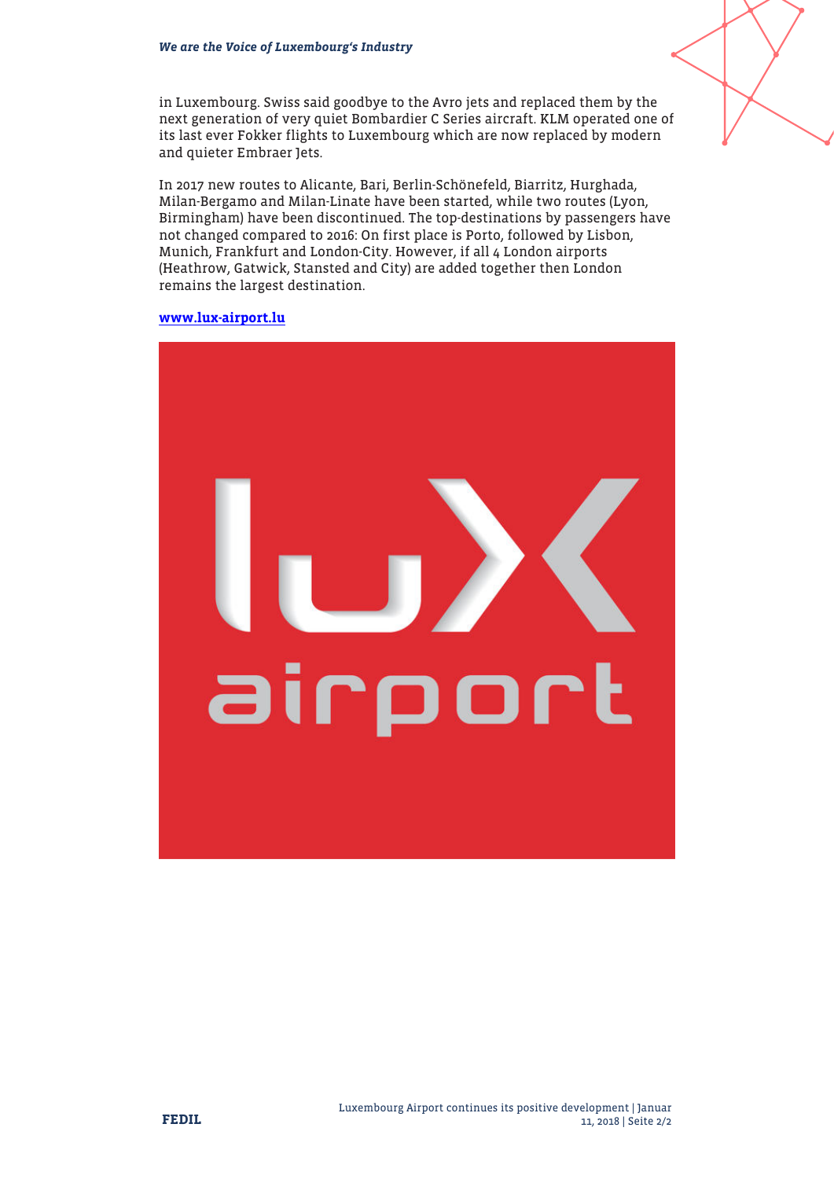in Luxembourg. Swiss said goodbye to the Avro jets and replaced them by the next generation of very quiet Bombardier C Series aircraft. KLM operated one of its last ever Fokker flights to Luxembourg which are now replaced by modern and quieter Embraer Jets.

In 2017 new routes to Alicante, Bari, Berlin-Schönefeld, Biarritz, Hurghada, Milan-Bergamo and Milan-Linate have been started, while two routes (Lyon, Birmingham) have been discontinued. The top-destinations by passengers have not changed compared to 2016: On first place is Porto, followed by Lisbon, Munich, Frankfurt and London-City. However, if all 4 London airports (Heathrow, Gatwick, Stansted and City) are added together then London remains the largest destination.

**[www.lux-airport.lu](http://www.lux-airport.lu)**